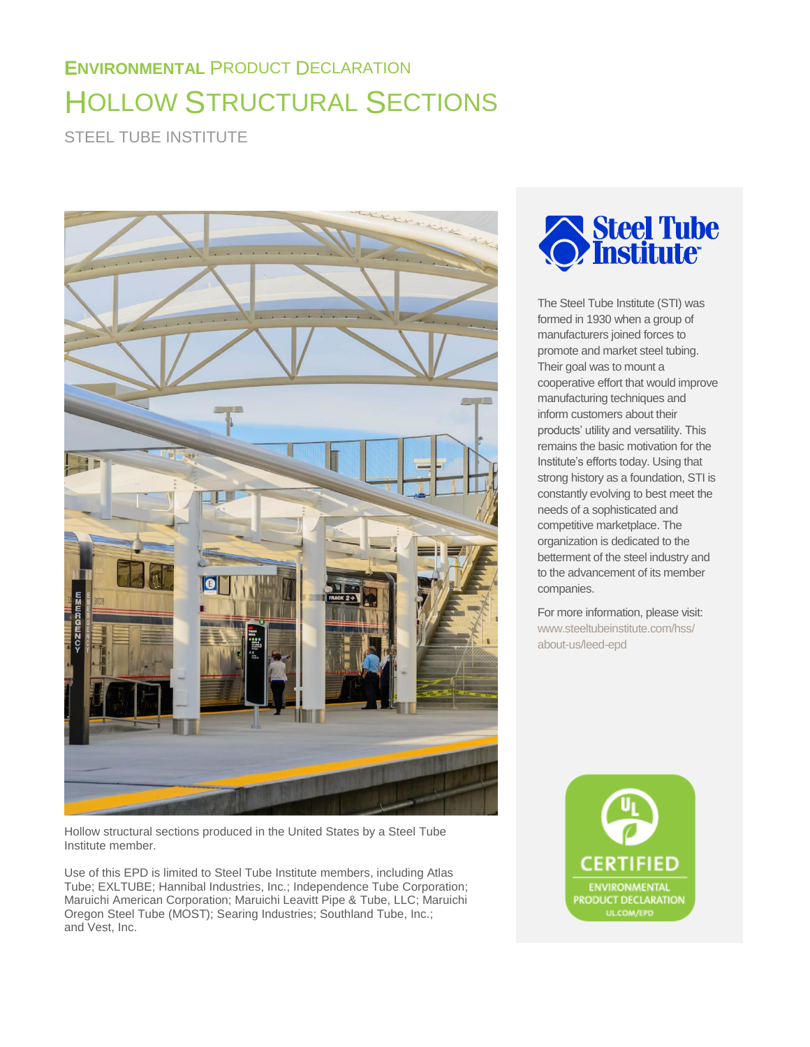# ENVIRONMENTAL PRODUCT DECLARATION

# HOLLOW STRUCTURAL SECTIONS

## STEEL TUBE INSTITUTE

Hollow structural sections produced in the United States by a Steel Tube Institute member.

Use of this EPD is limited to Steel Tube Institute members, including Atlas Tube; EXLTUBE; Hannibal Industries, Inc.; Independence Tube Corporation; Maruichi American Corporation; Maruichi Leavitt Pipe & Tube, LLC; Maruichi Oregon Steel Tube (MOST); Searing Industries; Southland Tube, Inc.; and Vest, Inc.

Steel Tube Institute

The Steel Tube Institute (STI) was formed in 1930 when a group of manufacturers joined forces to promote and market steel tubing. Their goal was to mount a cooperative effort that would improve manufacturing techniques and inform customers about their products' utility and versatility. This remains the basic motivation for the Institute's efforts today. Using that strong history as a foundation, STI is constantly evolving to best meet the needs of a sophisticated and competitive marketplace. The organization is dedicated to the betterment of the steel industry and to the advancement of its member companies.

For more information, please visit: www.steeltubeinstitute.com/hss/about-us/leed-epd

UL CERTIFIED ENVIRONMENTAL PRODUCT DECLARATION UL.COM/EPD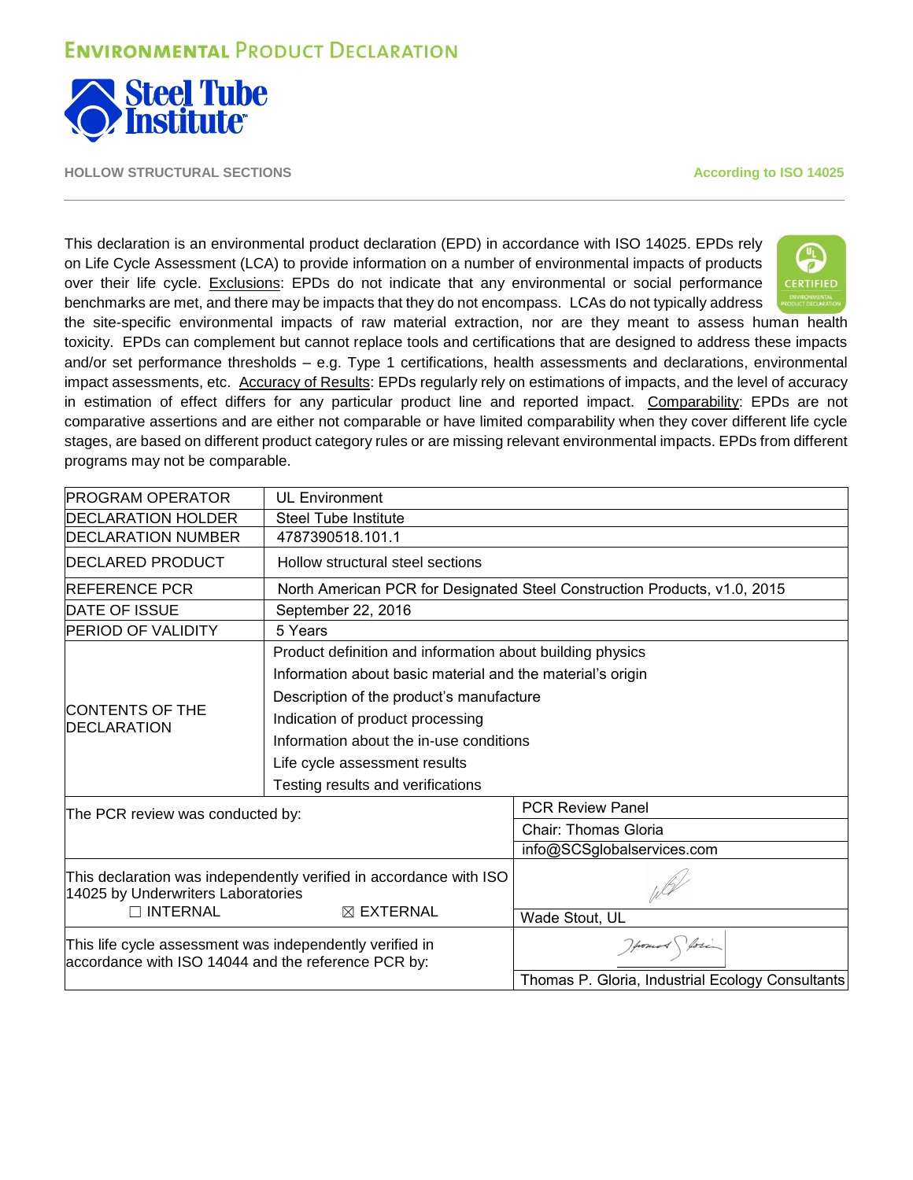# Environmental Product Declaration

**Steel Tube Institute**

**HOLLOW STRUCTURAL SECTIONS** **According to ISO 14025**

This declaration is an environmental product declaration (EPD) in accordance with ISO 14025. EPDs rely on Life Cycle Assessment (LCA) to provide information on a number of environmental impacts of products over their life cycle. Exclusions: EPDs do not indicate that any environmental or social performance benchmarks are met, and there may be impacts that they do not encompass. LCAs do not typically address the site-specific environmental impacts of raw material extraction, nor are they meant to assess human health toxicity. EPDs can complement but cannot replace tools and certifications that are designed to address these impacts and/or set performance thresholds – e.g. Type 1 certifications, health assessments and declarations, environmental impact assessments, etc. Accuracy of Results: EPDs regularly rely on estimations of impacts, and the level of accuracy in estimation of effect differs for any particular product line and reported impact. Comparability: EPDs are not comparative assertions and are either not comparable or have limited comparability when they cover different life cycle stages, are based on different product category rules or are missing relevant environmental impacts. EPDs from different programs may not be comparable.

| | |
|---|---|
| PROGRAM OPERATOR | UL Environment |
| DECLARATION HOLDER | Steel Tube Institute |
| DECLARATION NUMBER | 4787390518.101.1 |
| DECLARED PRODUCT | Hollow structural steel sections |
| REFERENCE PCR | North American PCR for Designated Steel Construction Products, v1.0, 2015 |
| DATE OF ISSUE | September 22, 2016 |
| PERIOD OF VALIDITY | 5 Years |
| CONTENTS OF THE DECLARATION | Product definition and information about building physics<br>Information about basic material and the material's origin<br>Description of the product's manufacture<br>Indication of product processing<br>Information about the in-use conditions<br>Life cycle assessment results<br>Testing results and verifications |

| | |
|---|---|
| The PCR review was conducted by: | PCR Review Panel<br>Chair: Thomas Gloria<br>info@SCSglobalservices.com |
| This declaration was independently verified in accordance with ISO 14025 by Underwriters Laboratories<br>☐ INTERNAL ☒ EXTERNAL | Wade Stout, UL |
| This life cycle assessment was independently verified in accordance with ISO 14044 and the reference PCR by: | Thomas P. Gloria, Industrial Ecology Consultants |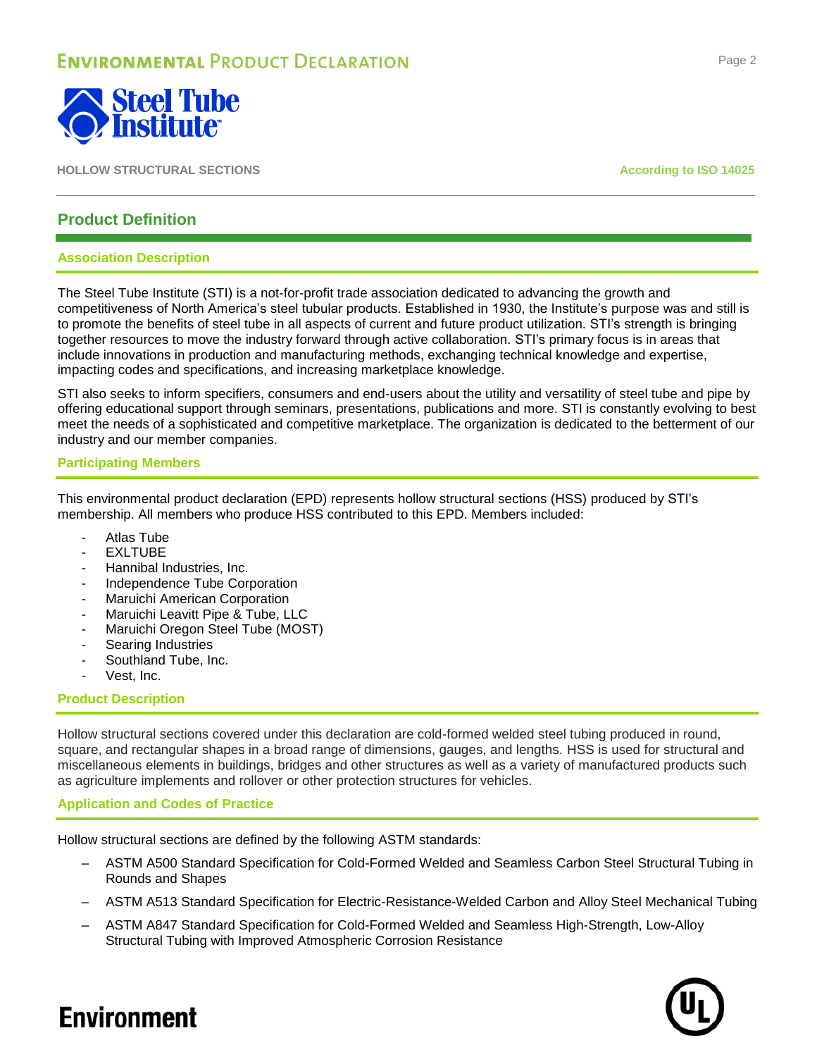## Product Definition

### Association Description

The Steel Tube Institute (STI) is a not-for-profit trade association dedicated to advancing the growth and competitiveness of North America's steel tubular products. Established in 1930, the Institute's purpose was and still is to promote the benefits of steel tube in all aspects of current and future product utilization. STI's strength is bringing together resources to move the industry forward through active collaboration. STI's primary focus is in areas that include innovations in production and manufacturing methods, exchanging technical knowledge and expertise, impacting codes and specifications, and increasing marketplace knowledge.

STI also seeks to inform specifiers, consumers and end-users about the utility and versatility of steel tube and pipe by offering educational support through seminars, presentations, publications and more. STI is constantly evolving to best meet the needs of a sophisticated and competitive marketplace. The organization is dedicated to the betterment of our industry and our member companies.

### Participating Members

This environmental product declaration (EPD) represents hollow structural sections (HSS) produced by STI's membership. All members who produce HSS contributed to this EPD. Members included:

- Atlas Tube
- EXLTUBE
- Hannibal Industries, Inc.
- Independence Tube Corporation
- Maruichi American Corporation
- Maruichi Leavitt Pipe & Tube, LLC
- Maruichi Oregon Steel Tube (MOST)
- Searing Industries
- Southland Tube, Inc.
- Vest, Inc.

### Product Description

Hollow structural sections covered under this declaration are cold-formed welded steel tubing produced in round, square, and rectangular shapes in a broad range of dimensions, gauges, and lengths. HSS is used for structural and miscellaneous elements in buildings, bridges and other structures as well as a variety of manufactured products such as agriculture implements and rollover or other protection structures for vehicles.

### Application and Codes of Practice

Hollow structural sections are defined by the following ASTM standards:

- ASTM A500 Standard Specification for Cold-Formed Welded and Seamless Carbon Steel Structural Tubing in Rounds and Shapes
- ASTM A513 Standard Specification for Electric-Resistance-Welded Carbon and Alloy Steel Mechanical Tubing
- ASTM A847 Standard Specification for Cold-Formed Welded and Seamless High-Strength, Low-Alloy Structural Tubing with Improved Atmospheric Corrosion Resistance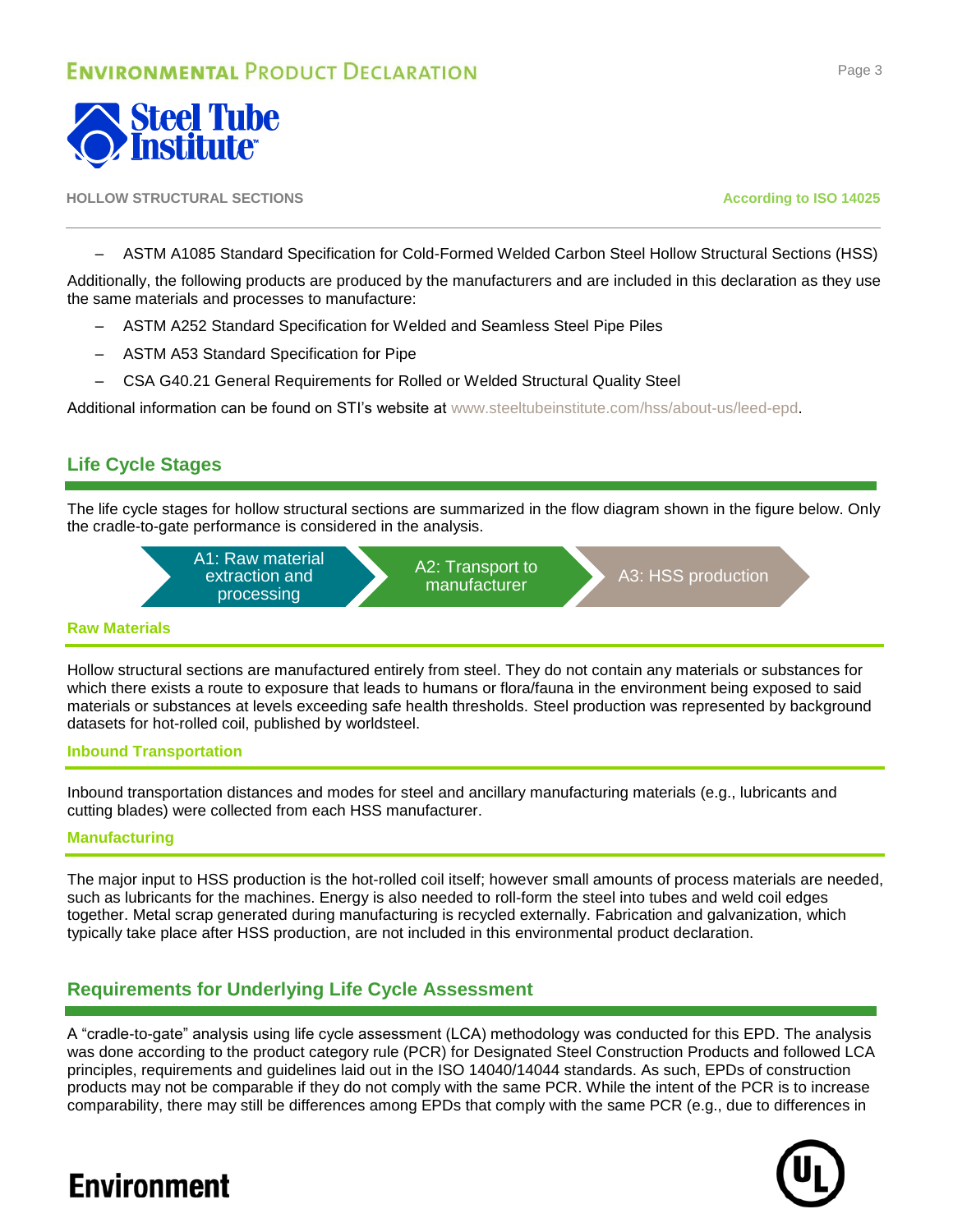– ASTM A1085 Standard Specification for Cold-Formed Welded Carbon Steel Hollow Structural Sections (HSS)

Additionally, the following products are produced by the manufacturers and are included in this declaration as they use the same materials and processes to manufacture:

– ASTM A252 Standard Specification for Welded and Seamless Steel Pipe Piles

– ASTM A53 Standard Specification for Pipe

– CSA G40.21 General Requirements for Rolled or Welded Structural Quality Steel

Additional information can be found on STI's website at www.steeltubeinstitute.com/hss/about-us/leed-epd.

## Life Cycle Stages

The life cycle stages for hollow structural sections are summarized in the flow diagram shown in the figure below. Only the cradle-to-gate performance is considered in the analysis.

A1: Raw material extraction and processing → A2: Transport to manufacturer → A3: HSS production

### Raw Materials

Hollow structural sections are manufactured entirely from steel. They do not contain any materials or substances for which there exists a route to exposure that leads to humans or flora/fauna in the environment being exposed to said materials or substances at levels exceeding safe health thresholds. Steel production was represented by background datasets for hot-rolled coil, published by worldsteel.

### Inbound Transportation

Inbound transportation distances and modes for steel and ancillary manufacturing materials (e.g., lubricants and cutting blades) were collected from each HSS manufacturer.

### Manufacturing

The major input to HSS production is the hot-rolled coil itself; however small amounts of process materials are needed, such as lubricants for the machines. Energy is also needed to roll-form the steel into tubes and weld coil edges together. Metal scrap generated during manufacturing is recycled externally. Fabrication and galvanization, which typically take place after HSS production, are not included in this environmental product declaration.

## Requirements for Underlying Life Cycle Assessment

A "cradle-to-gate" analysis using life cycle assessment (LCA) methodology was conducted for this EPD. The analysis was done according to the product category rule (PCR) for Designated Steel Construction Products and followed LCA principles, requirements and guidelines laid out in the ISO 14040/14044 standards. As such, EPDs of construction products may not be comparable if they do not comply with the same PCR. While the intent of the PCR is to increase comparability, there may still be differences among EPDs that comply with the same PCR (e.g., due to differences in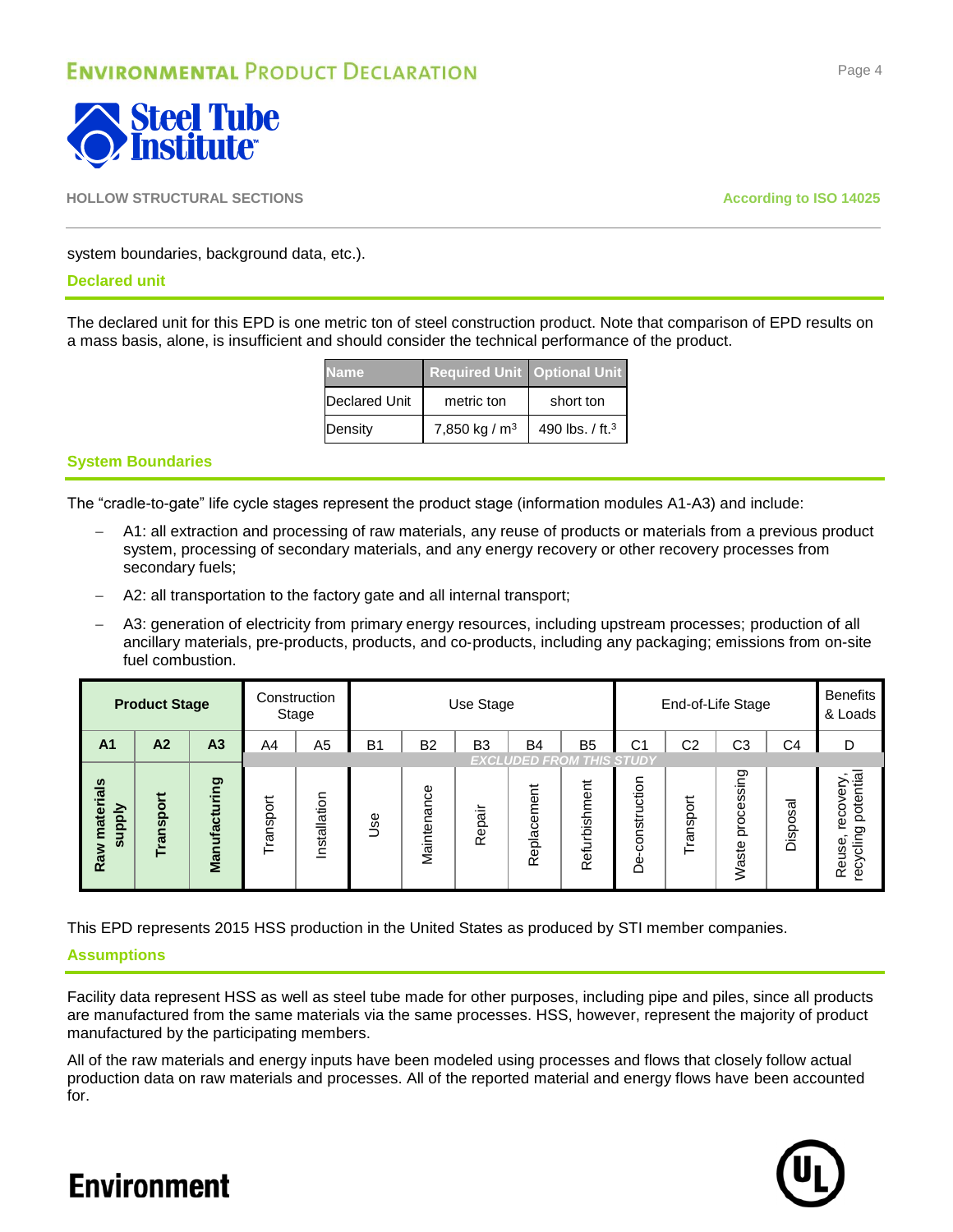system boundaries, background data, etc.).

### Declared unit

The declared unit for this EPD is one metric ton of steel construction product. Note that comparison of EPD results on a mass basis, alone, is insufficient and should consider the technical performance of the product.

| Name | Required Unit | Optional Unit |
|---|---|---|
| Declared Unit | metric ton | short ton |
| Density | 7,850 kg / $m^3$ | 490 lbs. / $ft.^3$ |

### System Boundaries

The "cradle-to-gate" life cycle stages represent the product stage (information modules A1-A3) and include:

- A1: all extraction and processing of raw materials, any reuse of products or materials from a previous product system, processing of secondary materials, and any energy recovery or other recovery processes from secondary fuels;
- A2: all transportation to the factory gate and all internal transport;
- A3: generation of electricity from primary energy resources, including upstream processes; production of all ancillary materials, pre-products, products, and co-products, including any packaging; emissions from on-site fuel combustion.

| Product Stage | | | Construction Stage | | Use Stage | | | | | End-of-Life Stage | | | | Benefits & Loads |
|---|---|---|---|---|---|---|---|---|---|---|---|---|---|---|
| A1 | A2 | A3 | A4 | A5 | B1 | B2 | B3 | B4 | B5 | C1 | C2 | C3 | C4 | D |
| | | | EXCLUDED FROM THIS STUDY | | | | | | | | | | | |
| Raw materials supply | Transport | Manufacturing | Transport | Installation | Use | Maintenance | Repair | Replacement | Refurbishment | De-construction | Transport | Waste processing | Disposal | Reuse, recovery, recycling potential |

This EPD represents 2015 HSS production in the United States as produced by STI member companies.

### Assumptions

Facility data represent HSS as well as steel tube made for other purposes, including pipe and piles, since all products are manufactured from the same materials via the same processes. HSS, however, represent the majority of product manufactured by the participating members.

All of the raw materials and energy inputs have been modeled using processes and flows that closely follow actual production data on raw materials and processes. All of the reported material and energy flows have been accounted for.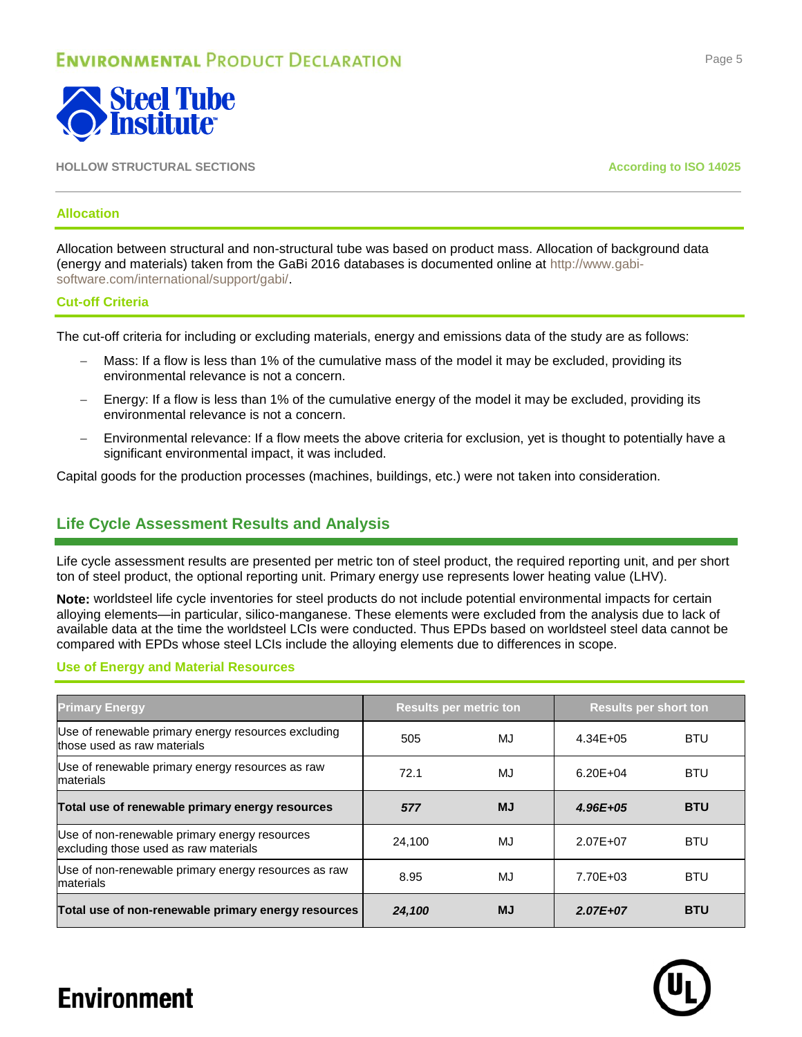### Allocation

Allocation between structural and non-structural tube was based on product mass. Allocation of background data (energy and materials) taken from the GaBi 2016 databases is documented online at http://www.gabi-software.com/international/support/gabi/.

### Cut-off Criteria

The cut-off criteria for including or excluding materials, energy and emissions data of the study are as follows:

- Mass: If a flow is less than 1% of the cumulative mass of the model it may be excluded, providing its environmental relevance is not a concern.
- Energy: If a flow is less than 1% of the cumulative energy of the model it may be excluded, providing its environmental relevance is not a concern.
- Environmental relevance: If a flow meets the above criteria for exclusion, yet is thought to potentially have a significant environmental impact, it was included.

Capital goods for the production processes (machines, buildings, etc.) were not taken into consideration.

## Life Cycle Assessment Results and Analysis

Life cycle assessment results are presented per metric ton of steel product, the required reporting unit, and per short ton of steel product, the optional reporting unit. Primary energy use represents lower heating value (LHV).

**Note:** worldsteel life cycle inventories for steel products do not include potential environmental impacts for certain alloying elements—in particular, silico-manganese. These elements were excluded from the analysis due to lack of available data at the time the worldsteel LCIs were conducted. Thus EPDs based on worldsteel steel data cannot be compared with EPDs whose steel LCIs include the alloying elements due to differences in scope.

### Use of Energy and Material Resources

| Primary Energy | Results per metric ton | | Results per short ton | |
|---|---|---|---|---|
| Use of renewable primary energy resources excluding those used as raw materials | 505 | MJ | 4.34E+05 | BTU |
| Use of renewable primary energy resources as raw materials | 72.1 | MJ | 6.20E+04 | BTU |
| **Total use of renewable primary energy resources** | ***577*** | **MJ** | ***4.96E+05*** | **BTU** |
| Use of non-renewable primary energy resources excluding those used as raw materials | 24,100 | MJ | 2.07E+07 | BTU |
| Use of non-renewable primary energy resources as raw materials | 8.95 | MJ | 7.70E+03 | BTU |
| **Total use of non-renewable primary energy resources** | ***24,100*** | **MJ** | ***2.07E+07*** | **BTU** |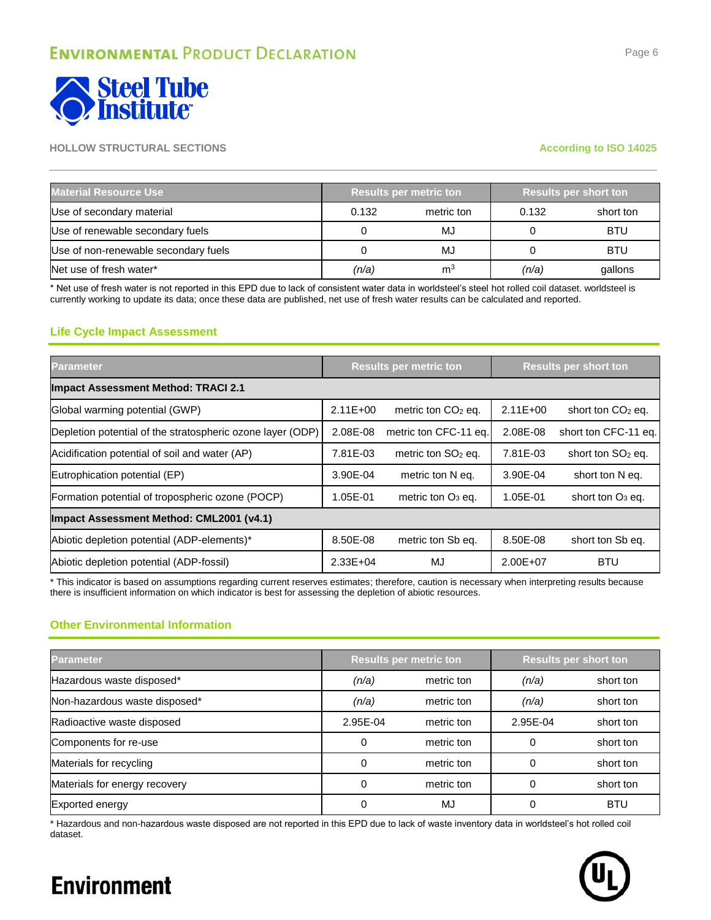HOLLOW STRUCTURAL SECTIONS

According to ISO 14025

| Material Resource Use | Results per metric ton | | Results per short ton | |
|---|---|---|---|---|
| Use of secondary material | 0.132 | metric ton | 0.132 | short ton |
| Use of renewable secondary fuels | 0 | MJ | 0 | BTU |
| Use of non-renewable secondary fuels | 0 | MJ | 0 | BTU |
| Net use of fresh water* | *(n/a)* | $m^3$ | *(n/a)* | gallons |

* Net use of fresh water is not reported in this EPD due to lack of consistent water data in worldsteel's steel hot rolled coil dataset. worldsteel is currently working to update its data; once these data are published, net use of fresh water results can be calculated and reported.

## Life Cycle Impact Assessment

| Parameter | Results per metric ton | | Results per short ton | |
|---|---|---|---|---|
| **Impact Assessment Method: TRACI 2.1** | | | | |
| Global warming potential (GWP) | 2.11E+00 | metric ton $CO_2$ eq. | 2.11E+00 | short ton $CO_2$ eq. |
| Depletion potential of the stratospheric ozone layer (ODP) | 2.08E-08 | metric ton CFC-11 eq. | 2.08E-08 | short ton CFC-11 eq. |
| Acidification potential of soil and water (AP) | 7.81E-03 | metric ton $SO_2$ eq. | 7.81E-03 | short ton $SO_2$ eq. |
| Eutrophication potential (EP) | 3.90E-04 | metric ton N eq. | 3.90E-04 | short ton N eq. |
| Formation potential of tropospheric ozone (POCP) | 1.05E-01 | metric ton $O_3$ eq. | 1.05E-01 | short ton $O_3$ eq. |
| **Impact Assessment Method: CML2001 (v4.1)** | | | | |
| Abiotic depletion potential (ADP-elements)* | 8.50E-08 | metric ton Sb eq. | 8.50E-08 | short ton Sb eq. |
| Abiotic depletion potential (ADP-fossil) | 2.33E+04 | MJ | 2.00E+07 | BTU |

* This indicator is based on assumptions regarding current reserves estimates; therefore, caution is necessary when interpreting results because there is insufficient information on which indicator is best for assessing the depletion of abiotic resources.

## Other Environmental Information

| Parameter | Results per metric ton | | Results per short ton | |
|---|---|---|---|---|
| Hazardous waste disposed* | *(n/a)* | metric ton | *(n/a)* | short ton |
| Non-hazardous waste disposed* | *(n/a)* | metric ton | *(n/a)* | short ton |
| Radioactive waste disposed | 2.95E-04 | metric ton | 2.95E-04 | short ton |
| Components for re-use | 0 | metric ton | 0 | short ton |
| Materials for recycling | 0 | metric ton | 0 | short ton |
| Materials for energy recovery | 0 | metric ton | 0 | short ton |
| Exported energy | 0 | MJ | 0 | BTU |

* Hazardous and non-hazardous waste disposed are not reported in this EPD due to lack of waste inventory data in worldsteel's hot rolled coil dataset.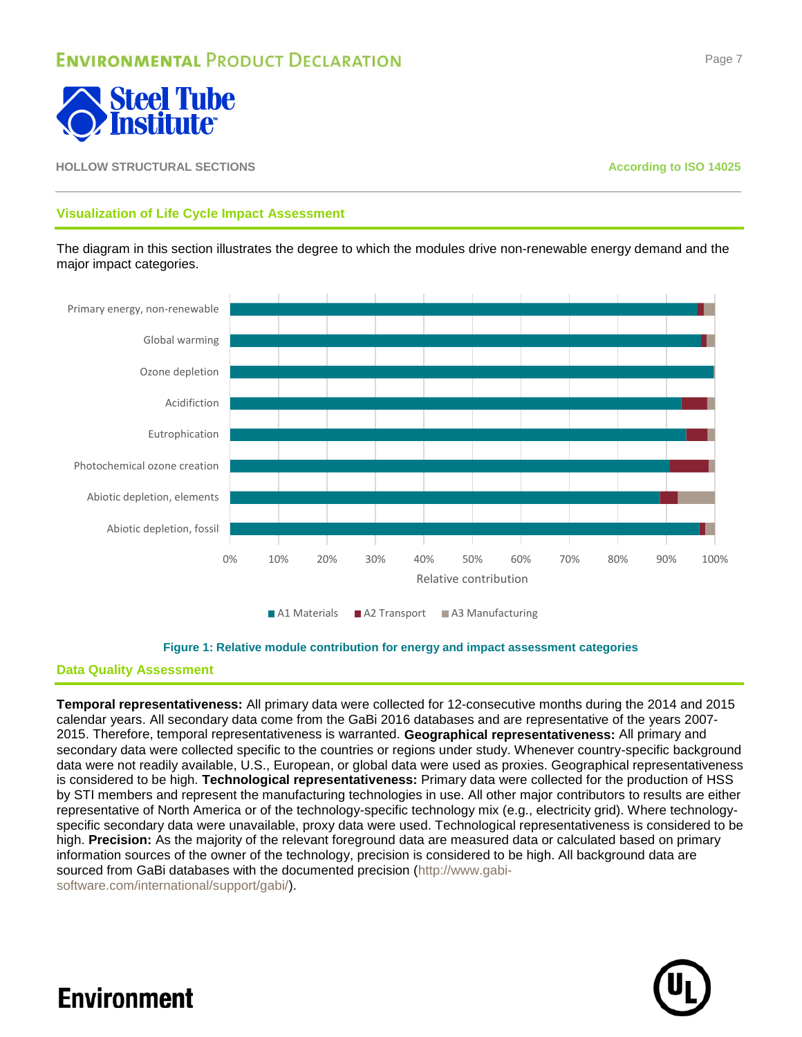## Visualization of Life Cycle Impact Assessment

The diagram in this section illustrates the degree to which the modules drive non-renewable energy demand and the major impact categories.

**Figure 1: Relative module contribution for energy and impact assessment categories**

## Data Quality Assessment

**Temporal representativeness:** All primary data were collected for 12-consecutive months during the 2014 and 2015 calendar years. All secondary data come from the GaBi 2016 databases and are representative of the years 2007-2015. Therefore, temporal representativeness is warranted. **Geographical representativeness:** All primary and secondary data were collected specific to the countries or regions under study. Whenever country-specific background data were not readily available, U.S., European, or global data were used as proxies. Geographical representativeness is considered to be high. **Technological representativeness:** Primary data were collected for the production of HSS by STI members and represent the manufacturing technologies in use. All other major contributors to results are either representative of North America or of the technology-specific technology mix (e.g., electricity grid). Where technology-specific secondary data were unavailable, proxy data were used. Technological representativeness is considered to be high. **Precision:** As the majority of the relevant foreground data are measured data or calculated based on primary information sources of the owner of the technology, precision is considered to be high. All background data are sourced from GaBi databases with the documented precision (http://www.gabi-software.com/international/support/gabi/).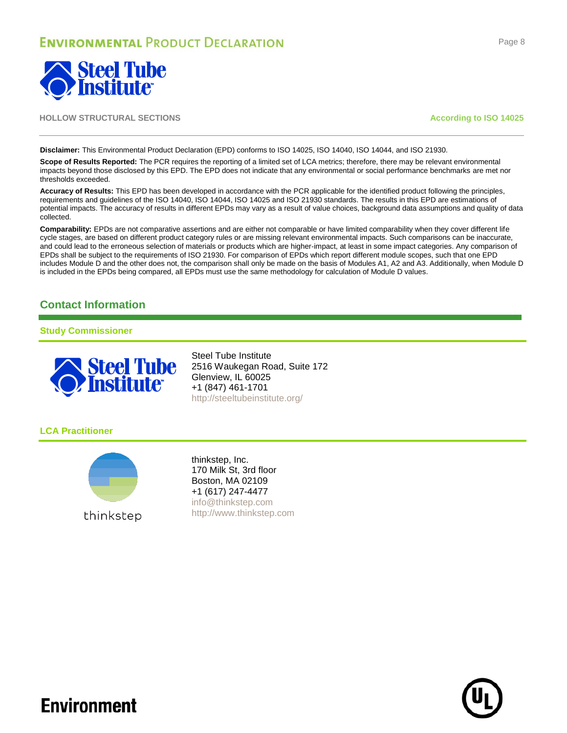**Disclaimer:** This Environmental Product Declaration (EPD) conforms to ISO 14025, ISO 14040, ISO 14044, and ISO 21930.

**Scope of Results Reported:** The PCR requires the reporting of a limited set of LCA metrics; therefore, there may be relevant environmental impacts beyond those disclosed by this EPD. The EPD does not indicate that any environmental or social performance benchmarks are met nor thresholds exceeded.

**Accuracy of Results:** This EPD has been developed in accordance with the PCR applicable for the identified product following the principles, requirements and guidelines of the ISO 14040, ISO 14044, ISO 14025 and ISO 21930 standards. The results in this EPD are estimations of potential impacts. The accuracy of results in different EPDs may vary as a result of value choices, background data assumptions and quality of data collected.

**Comparability:** EPDs are not comparative assertions and are either not comparable or have limited comparability when they cover different life cycle stages, are based on different product category rules or are missing relevant environmental impacts. Such comparisons can be inaccurate, and could lead to the erroneous selection of materials or products which are higher-impact, at least in some impact categories. Any comparison of EPDs shall be subject to the requirements of ISO 21930. For comparison of EPDs which report different module scopes, such that one EPD includes Module D and the other does not, the comparison shall only be made on the basis of Modules A1, A2 and A3. Additionally, when Module D is included in the EPDs being compared, all EPDs must use the same methodology for calculation of Module D values.

## Contact Information

### Study Commissioner

Steel Tube Institute
2516 Waukegan Road, Suite 172
Glenview, IL 60025
+1 (847) 461-1701
http://steeltubeinstitute.org/

### LCA Practitioner

thinkstep, Inc.
170 Milk St, 3rd floor
Boston, MA 02109
+1 (617) 247-4477
info@thinkstep.com
http://www.thinkstep.com